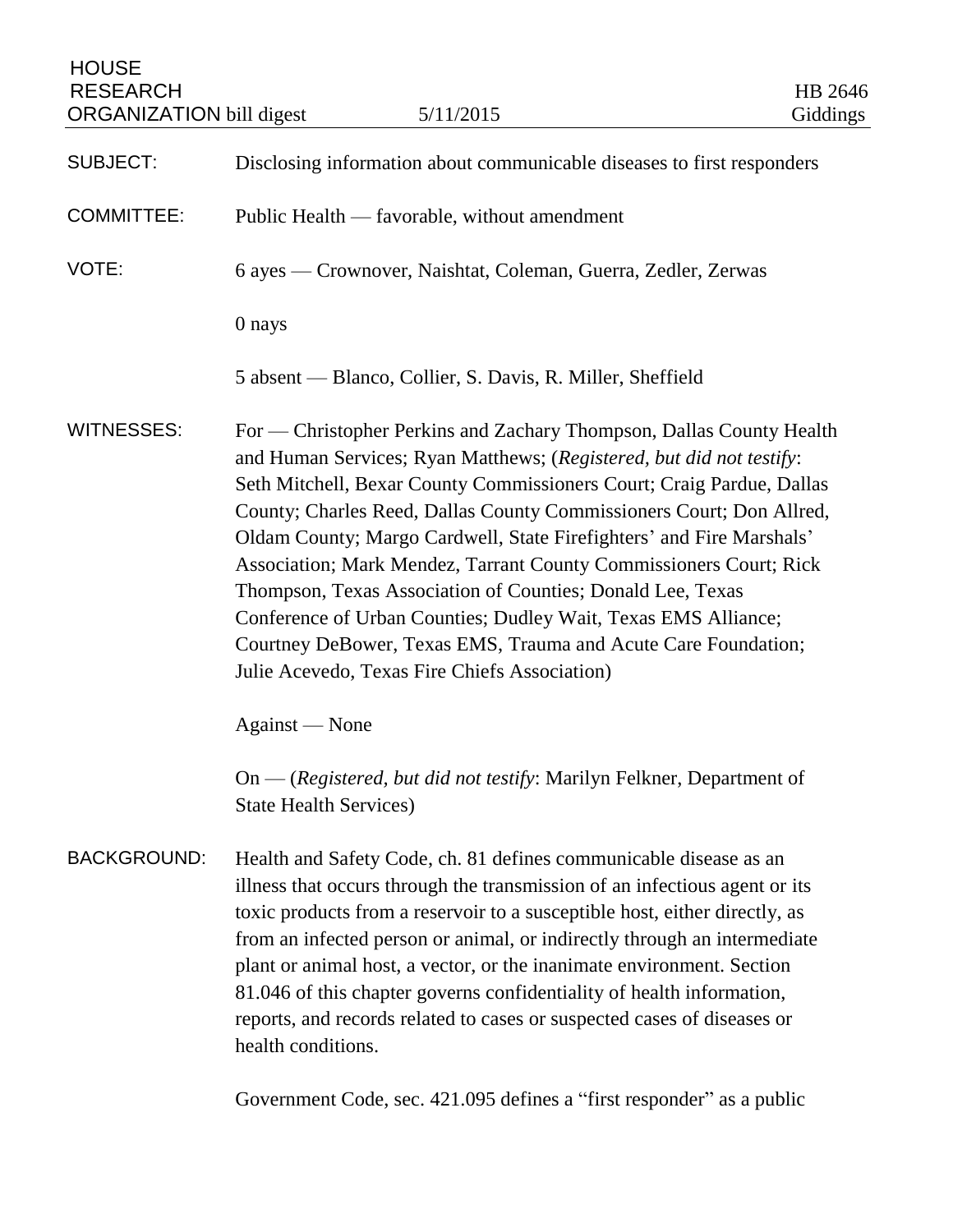HOUSE RESEARCH ORGANIZATION bill digest — 5/11/2015 — HB 2646 Giddings

**SUBJECT:** Disclosing information about communicable diseases to first responders

**COMMITTEE:** Public Health — favorable, without amendment

**VOTE:** 6 ayes — Crownover, Naishtat, Coleman, Guerra, Zedler, Zerwas

0 nays

5 absent — Blanco, Collier, S. Davis, R. Miller, Sheffield

**WITNESSES:** For — Christopher Perkins and Zachary Thompson, Dallas County Health and Human Services; Ryan Matthews; (*Registered, but did not testify*: Seth Mitchell, Bexar County Commissioners Court; Craig Pardue, Dallas County; Charles Reed, Dallas County Commissioners Court; Don Allred, Oldam County; Margo Cardwell, State Firefighters' and Fire Marshals' Association; Mark Mendez, Tarrant County Commissioners Court; Rick Thompson, Texas Association of Counties; Donald Lee, Texas Conference of Urban Counties; Dudley Wait, Texas EMS Alliance; Courtney DeBower, Texas EMS, Trauma and Acute Care Foundation; Julie Acevedo, Texas Fire Chiefs Association)

Against — None

On — (*Registered, but did not testify*: Marilyn Felkner, Department of State Health Services)

**BACKGROUND:** Health and Safety Code, ch. 81 defines communicable disease as an illness that occurs through the transmission of an infectious agent or its toxic products from a reservoir to a susceptible host, either directly, as from an infected person or animal, or indirectly through an intermediate plant or animal host, a vector, or the inanimate environment. Section 81.046 of this chapter governs confidentiality of health information, reports, and records related to cases or suspected cases of diseases or health conditions.

Government Code, sec. 421.095 defines a "first responder" as a public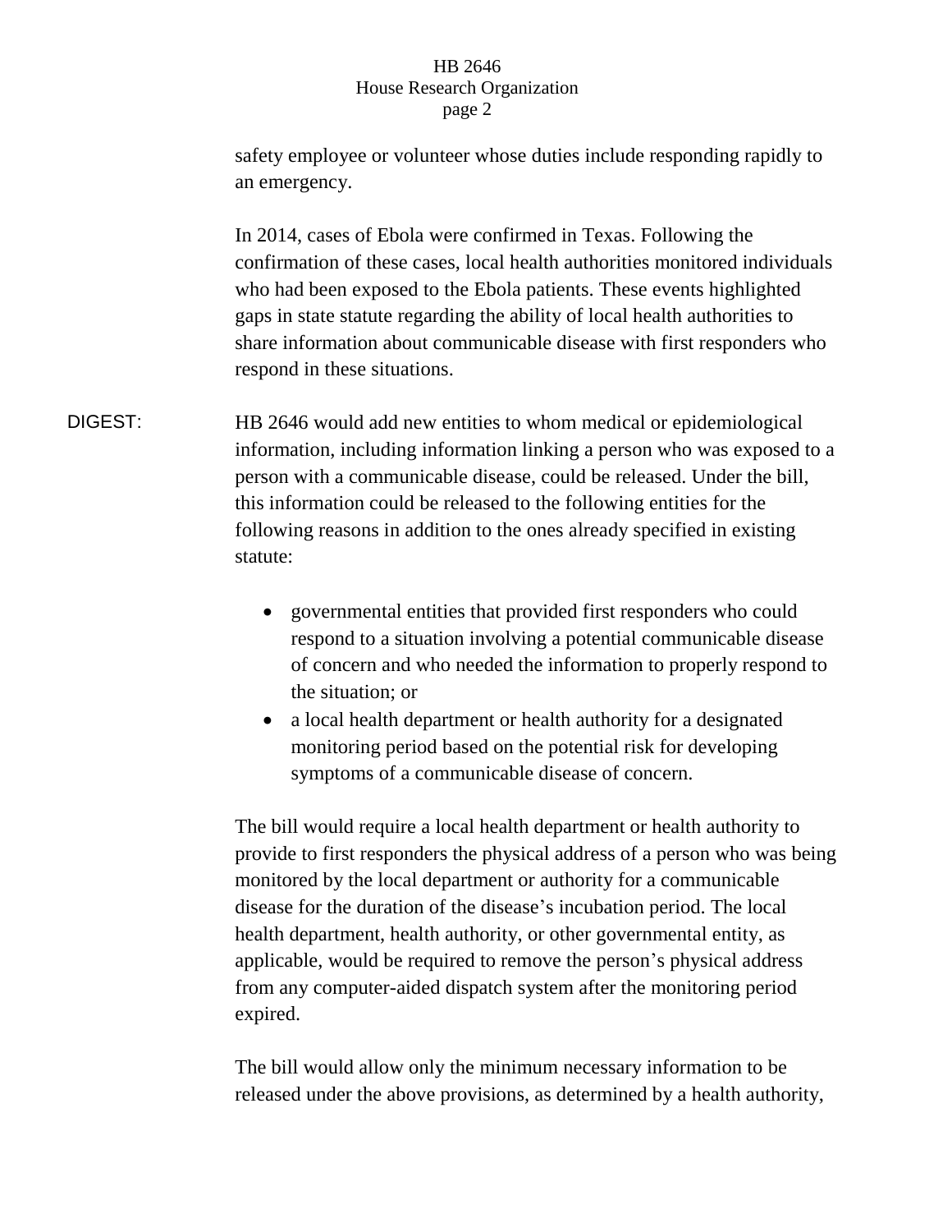safety employee or volunteer whose duties include responding rapidly to an emergency.

In 2014, cases of Ebola were confirmed in Texas. Following the confirmation of these cases, local health authorities monitored individuals who had been exposed to the Ebola patients. These events highlighted gaps in state statute regarding the ability of local health authorities to share information about communicable disease with first responders who respond in these situations.

**DIGEST:** HB 2646 would add new entities to whom medical or epidemiological information, including information linking a person who was exposed to a person with a communicable disease, could be released. Under the bill, this information could be released to the following entities for the following reasons in addition to the ones already specified in existing statute:

- governmental entities that provided first responders who could respond to a situation involving a potential communicable disease of concern and who needed the information to properly respond to the situation; or
- a local health department or health authority for a designated monitoring period based on the potential risk for developing symptoms of a communicable disease of concern.

The bill would require a local health department or health authority to provide to first responders the physical address of a person who was being monitored by the local department or authority for a communicable disease for the duration of the disease's incubation period. The local health department, health authority, or other governmental entity, as applicable, would be required to remove the person's physical address from any computer-aided dispatch system after the monitoring period expired.

The bill would allow only the minimum necessary information to be released under the above provisions, as determined by a health authority,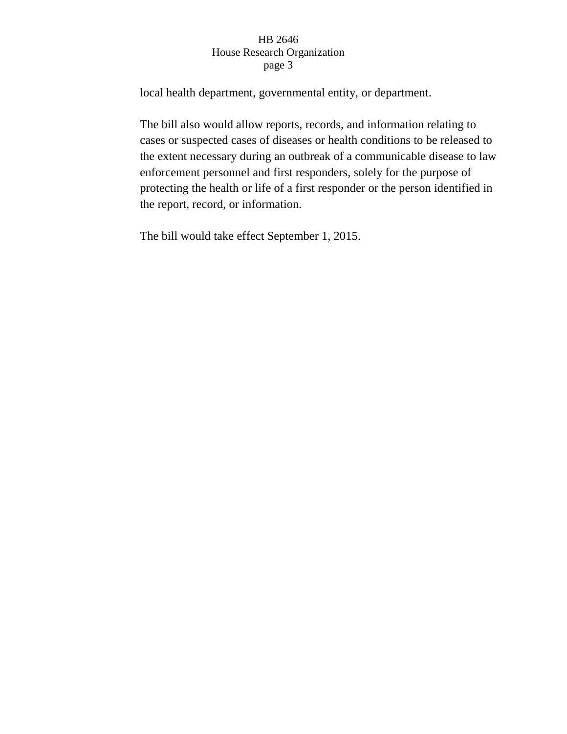local health department, governmental entity, or department.

The bill also would allow reports, records, and information relating to cases or suspected cases of diseases or health conditions to be released to the extent necessary during an outbreak of a communicable disease to law enforcement personnel and first responders, solely for the purpose of protecting the health or life of a first responder or the person identified in the report, record, or information.

The bill would take effect September 1, 2015.